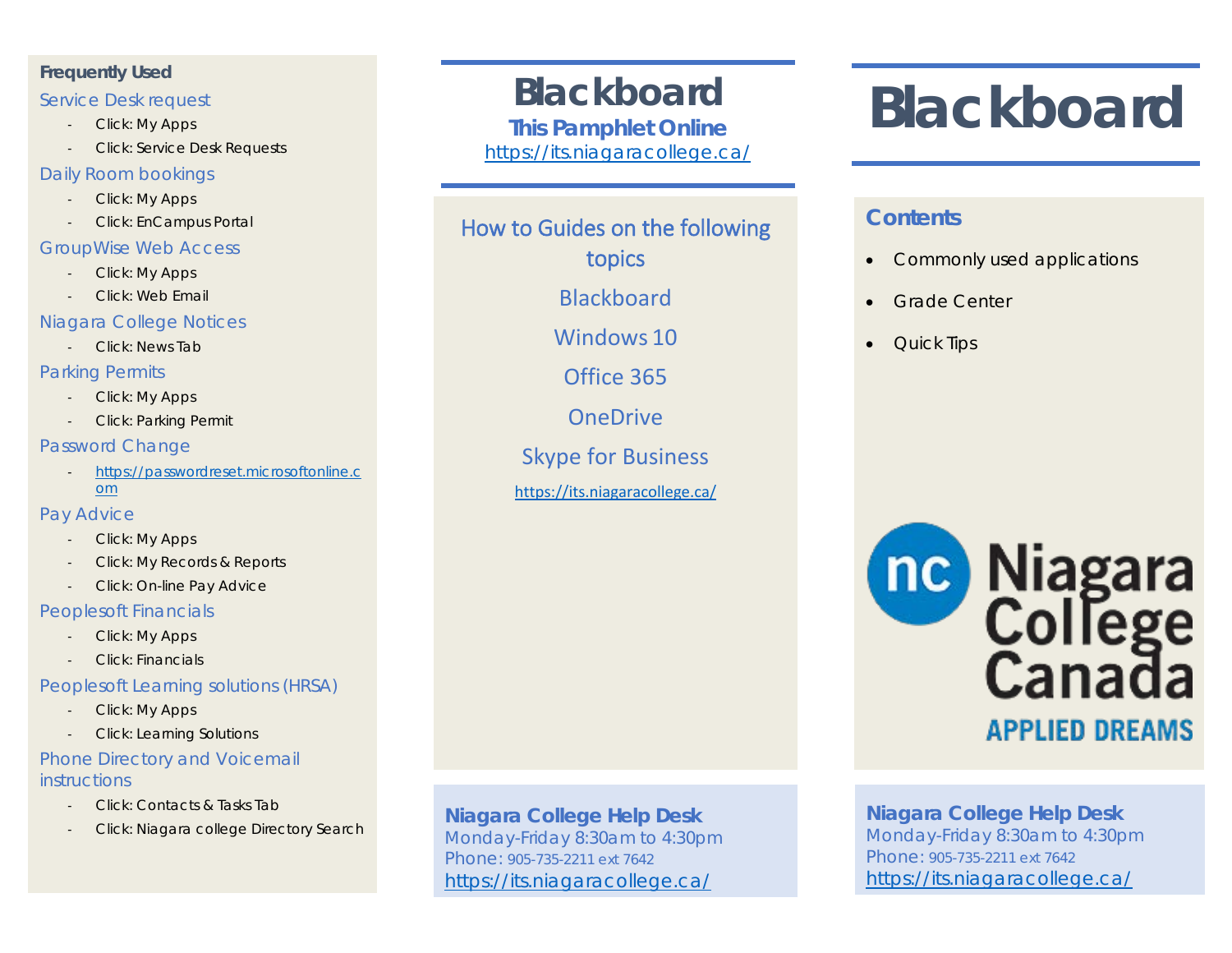**Frequently Used**

### Service Desk request

- Click: My Apps
- Click: Service Desk Requests

### Daily Room bookings

- Click: My Apps
- Click: EnCampus Portal

### GroupWise Web Access

- Click: My Apps
- Click: Web Email

### Niagara College Notices

- Click: News Tab

### Parking Permits

- Click: My Apps
- Click: Parking Permit

### Password Change

- https://passwordreset.microsoftonline.com

### Pay Advice

- Click: My Apps
- Click: My Records & Reports
- Click: On-line Pay Advice

### Peoplesoft Financials

- Click: My Apps
- Click: Financials

### Peoplesoft Learning solutions (HRSA)

- Click: My Apps
- Click: Learning Solutions

### Phone Directory and Voicemail instructions

- Click: Contacts & Tasks Tab
- Click: Niagara college Directory Search

# Blackboard

**This Pamphlet Online**

https://its.niagaracollege.ca/

## How to Guides on the following topics

Blackboard

Windows 10

Office 365

OneDrive

Skype for Business

https://its.niagaracollege.ca/

**Niagara College Help Desk**
Monday-Friday 8:30am to 4:30pm
Phone: 905-735-2211 ext 7642
https://its.niagaracollege.ca/

# Blackboard

## Contents

- Commonly used applications
- Grade Center
- Quick Tips

nc Niagara College Canada
APPLIED DREAMS

**Niagara College Help Desk**
Monday-Friday 8:30am to 4:30pm
Phone: 905-735-2211 ext 7642
https://its.niagaracollege.ca/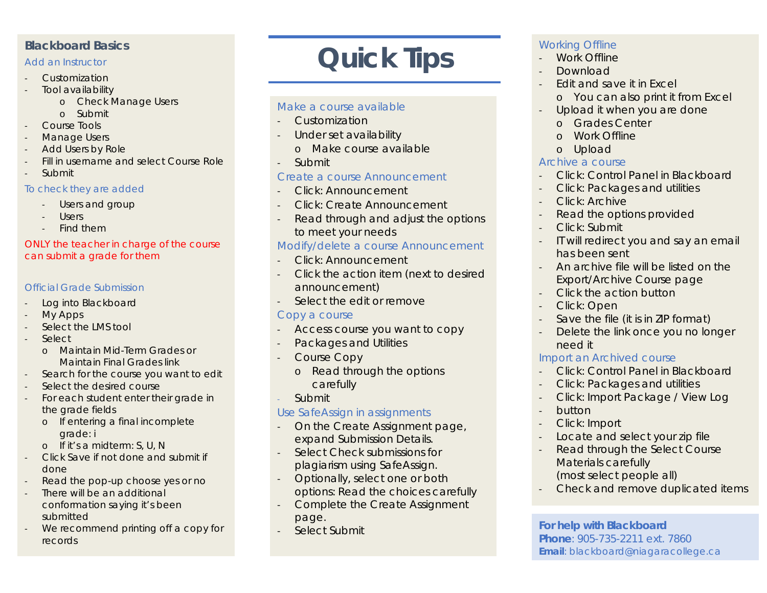# Quick Tips

## Blackboard Basics

### Add an Instructor

- Customization
- Tool availability
  - Check Manage Users
  - Submit
- Course Tools
- Manage Users
- Add Users by Role
- Fill in username and select Course Role
- Submit

### To check they are added

- Users and group
- Users
- Find them

ONLY the teacher in charge of the course can submit a grade for them

### Official Grade Submission

- Log into Blackboard
- My Apps
- Select the LMS tool
- Select
  - Maintain Mid-Term Grades or Maintain Final Grades link
- Search for the course you want to edit
- Select the desired course
- For each student enter their grade in the grade fields
  - If entering a final incomplete grade: i
  - If it's a midterm: S, U, N
- Click Save if not done and submit if done
- Read the pop-up choose yes or no
- There will be an additional conformation saying it's been submitted
- We recommend printing off a copy for records

### Make a course available

- Customization
- Under set availability
  - Make course available
- Submit

### Create a course Announcement

- Click: Announcement
- Click: Create Announcement
- Read through and adjust the options to meet your needs

### Modify/delete a course Announcement

- Click: Announcement
- Click the action item (next to desired announcement)
- Select the edit or remove

### Copy a course

- Access course you want to copy
- Packages and Utilities
- Course Copy
  - Read through the options carefully
- Submit

### Use SafeAssign in assignments

- On the Create Assignment page, expand Submission Details.
- Select Check submissions for plagiarism using SafeAssign.
- Optionally, select one or both options: Read the choices carefully
- Complete the Create Assignment page.
- Select Submit

### Working Offline

- Work Offline
- Download
- Edit and save it in Excel
  - You can also print it from Excel
- Upload it when you are done
  - Grades Center
  - Work Offline
  - Upload

### Archive a course

- Click: Control Panel in Blackboard
- Click: Packages and utilities
- Click: Archive
- Read the options provided
- Click: Submit
- IT will redirect you and say an email has been sent
- An archive file will be listed on the Export/Archive Course page
- Click the action button
- Click: Open
- Save the file (it is in ZIP format)
- Delete the link once you no longer need it

### Import an Archived course

- Click: Control Panel in Blackboard
- Click: Packages and utilities
- Click: Import Package / View Log
- button
- Click: Import
- Locate and select your zip file
- Read through the Select Course Materials carefully (most select people all)
- Check and remove duplicated items

**For help with Blackboard**
**Phone**: 905-735-2211 ext. 7860
**Email**: blackboard@niagaracollege.ca